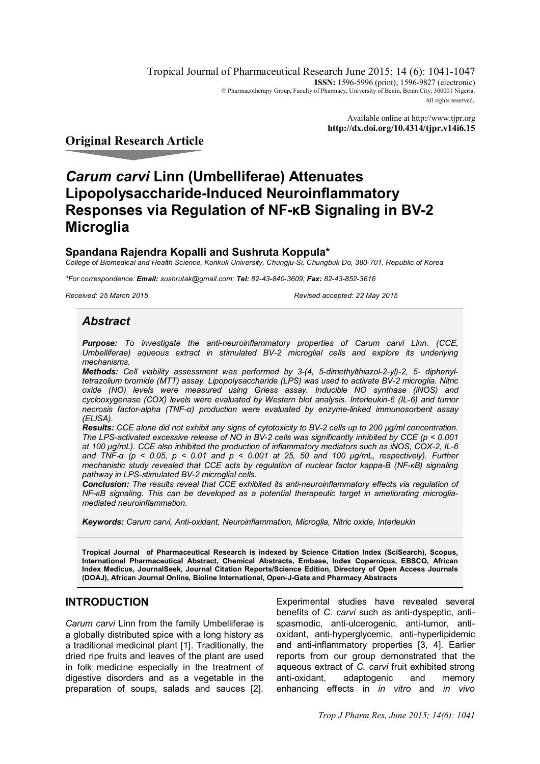Original Research Article

# *Carum carvi* Linn (Umbelliferae) Attenuates Lipopolysaccharide-Induced Neuroinflammatory Responses via Regulation of NF-κB Signaling in BV-2 Microglia

**Spandana Rajendra Kopalli and Sushruta Koppula***

*College of Biomedical and Health Science, Konkuk University, Chungju-Si, Chungbuk Do, 380-701, Republic of Korea*

*\*For correspondence: **Email:** sushrutak@gmail.com; **Tel:** 82-43-840-3609; **Fax:** 82-43-852-3616*

*Received: 25 March 2015 Revised accepted: 22 May 2015*

## *Abstract*

***Purpose:*** *To investigate the anti-neuroinflammatory properties of Carum carvi Linn. (CCE, Umbelliferae) aqueous extract in stimulated BV-2 microglial cells and explore its underlying mechanisms.*

***Methods:*** *Cell viability assessment was performed by 3-(4, 5-dimethylthiazol-2-yl)-2, 5- diphenyltetrazolium bromide (MTT) assay. Lipopolysaccharide (LPS) was used to activate BV-2 microglia. Nitric oxide (NO) levels were measured using Griess assay. Inducible NO synthase (iNOS) and cyclooxygenase (COX) levels were evaluated by Western blot analysis. Interleukin-6 (IL-6) and tumor necrosis factor-alpha (TNF-α) production were evaluated by enzyme-linked immunosorbent assay (ELISA).*

***Results:*** *CCE alone did not exhibit any signs of cytotoxicity to BV-2 cells up to 200 μg/ml concentration. The LPS-activated excessive release of NO in BV-2 cells was significantly inhibited by CCE ($p < 0.001$ at 100 μg/mL). CCE also inhibited the production of inflammatory mediators such as iNOS, COX-2, IL-6 and TNF-α ($p < 0.05$, $p < 0.01$ and $p < 0.001$ at 25, 50 and 100 μg/mL, respectively). Further mechanistic study revealed that CCE acts by regulation of nuclear factor kappa-B (NF-κB) signaling pathway in LPS-stimulated BV-2 microglial cells.*

***Conclusion:*** *The results reveal that CCE exhibited its anti-neuroinflammatory effects via regulation of NF-κB signaling. This can be developed as a potential therapeutic target in ameliorating microglia-mediated neuroinflammation.*

***Keywords:*** *Carum carvi, Anti-oxidant, Neuroinflammation, Microglia, Nitric oxide, Interleukin*

**Tropical Journal of Pharmaceutical Research is indexed by Science Citation Index (SciSearch), Scopus, International Pharmaceutical Abstract, Chemical Abstracts, Embase, Index Copernicus, EBSCO, African Index Medicus, JournalSeek, Journal Citation Reports/Science Edition, Directory of Open Access Journals (DOAJ), African Journal Online, Bioline International, Open-J-Gate and Pharmacy Abstracts**

## INTRODUCTION

*Carum carvi* Linn from the family Umbelliferae is a globally distributed spice with a long history as a traditional medicinal plant [1]. Traditionally, the dried ripe fruits and leaves of the plant are used in folk medicine especially in the treatment of digestive disorders and as a vegetable in the preparation of soups, salads and sauces [2]. Experimental studies have revealed several benefits of *C. carvi* such as anti-dyspeptic, anti-spasmodic, anti-ulcerogenic, anti-tumor, anti-oxidant, anti-hyperglycemic, anti-hyperlipidemic and anti-inflammatory properties [3, 4]. Earlier reports from our group demonstrated that the aqueous extract of *C. carvi* fruit exhibited strong anti-oxidant, adaptogenic and memory enhancing effects in *in vitro* and *in vivo*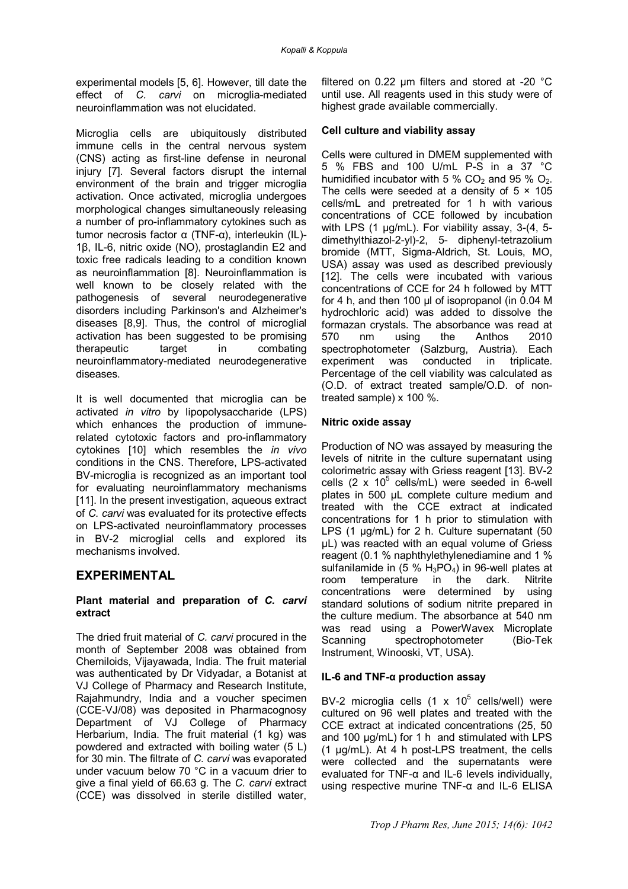experimental models [5, 6]. However, till date the effect of *C. carvi* on microglia-mediated neuroinflammation was not elucidated.

Microglia cells are ubiquitously distributed immune cells in the central nervous system (CNS) acting as first-line defense in neuronal injury [7]. Several factors disrupt the internal environment of the brain and trigger microglia activation. Once activated, microglia undergoes morphological changes simultaneously releasing a number of pro-inflammatory cytokines such as tumor necrosis factor α (TNF-α), interleukin (IL)-1β, IL-6, nitric oxide (NO), prostaglandin E2 and toxic free radicals leading to a condition known as neuroinflammation [8]. Neuroinflammation is well known to be closely related with the pathogenesis of several neurodegenerative disorders including Parkinson's and Alzheimer's diseases [8,9]. Thus, the control of microglial activation has been suggested to be promising therapeutic target in combating neuroinflammatory-mediated neurodegenerative diseases.

It is well documented that microglia can be activated *in vitro* by lipopolysaccharide (LPS) which enhances the production of immune-related cytotoxic factors and pro-inflammatory cytokines [10] which resembles the *in vivo* conditions in the CNS. Therefore, LPS-activated BV-microglia is recognized as an important tool for evaluating neuroinflammatory mechanisms [11]. In the present investigation, aqueous extract of *C. carvi* was evaluated for its protective effects on LPS-activated neuroinflammatory processes in BV-2 microglial cells and explored its mechanisms involved.

## EXPERIMENTAL

### Plant material and preparation of *C. carvi* extract

The dried fruit material of *C. carvi* procured in the month of September 2008 was obtained from Chemiloids, Vijayawada, India. The fruit material was authenticated by Dr Vidyadar, a Botanist at VJ College of Pharmacy and Research Institute, Rajahmundry, India and a voucher specimen (CCE-VJ/08) was deposited in Pharmacognosy Department of VJ College of Pharmacy Herbarium, India. The fruit material (1 kg) was powdered and extracted with boiling water (5 L) for 30 min. The filtrate of *C. carvi* was evaporated under vacuum below 70 °C in a vacuum drier to give a final yield of 66.63 g. The *C. carvi* extract (CCE) was dissolved in sterile distilled water, filtered on 0.22 µm filters and stored at -20 °C until use. All reagents used in this study were of highest grade available commercially.

### Cell culture and viability assay

Cells were cultured in DMEM supplemented with 5 % FBS and 100 U/mL P-S in a 37 °C humidified incubator with 5 % $CO_2$ and 95 % $O_2$. The cells were seeded at a density of 5 × 105 cells/mL and pretreated for 1 h with various concentrations of CCE followed by incubation with LPS (1 µg/mL). For viability assay, 3-(4, 5-dimethylthiazol-2-yl)-2, 5- diphenyl-tetrazolium bromide (MTT, Sigma-Aldrich, St. Louis, MO, USA) assay was used as described previously [12]. The cells were incubated with various concentrations of CCE for 24 h followed by MTT for 4 h, and then 100 µl of isopropanol (in 0.04 M hydrochloric acid) was added to dissolve the formazan crystals. The absorbance was read at 570 nm using the Anthos 2010 spectrophotometer (Salzburg, Austria). Each experiment was conducted in triplicate. Percentage of the cell viability was calculated as (O.D. of extract treated sample/O.D. of non-treated sample) x 100 %.

### Nitric oxide assay

Production of NO was assayed by measuring the levels of nitrite in the culture supernatant using colorimetric assay with Griess reagent [13]. BV-2 cells ($2 \times 10^5$ cells/mL) were seeded in 6-well plates in 500 µL complete culture medium and treated with the CCE extract at indicated concentrations for 1 h prior to stimulation with LPS (1 µg/mL) for 2 h. Culture supernatant (50 µL) was reacted with an equal volume of Griess reagent (0.1 % naphthylethylenediamine and 1 % sulfanilamide in (5 % $H_3PO_4$) in 96-well plates at room temperature in the dark. Nitrite concentrations were determined by using standard solutions of sodium nitrite prepared in the culture medium. The absorbance at 540 nm was read using a PowerWavex Microplate Scanning spectrophotometer (Bio-Tek Instrument, Winooski, VT, USA).

### IL-6 and TNF-α production assay

BV-2 microglia cells ($1 \times 10^5$ cells/well) were cultured on 96 well plates and treated with the CCE extract at indicated concentrations (25, 50 and 100 µg/mL) for 1 h and stimulated with LPS (1 µg/mL). At 4 h post-LPS treatment, the cells were collected and the supernatants were evaluated for TNF-α and IL-6 levels individually, using respective murine TNF-α and IL-6 ELISA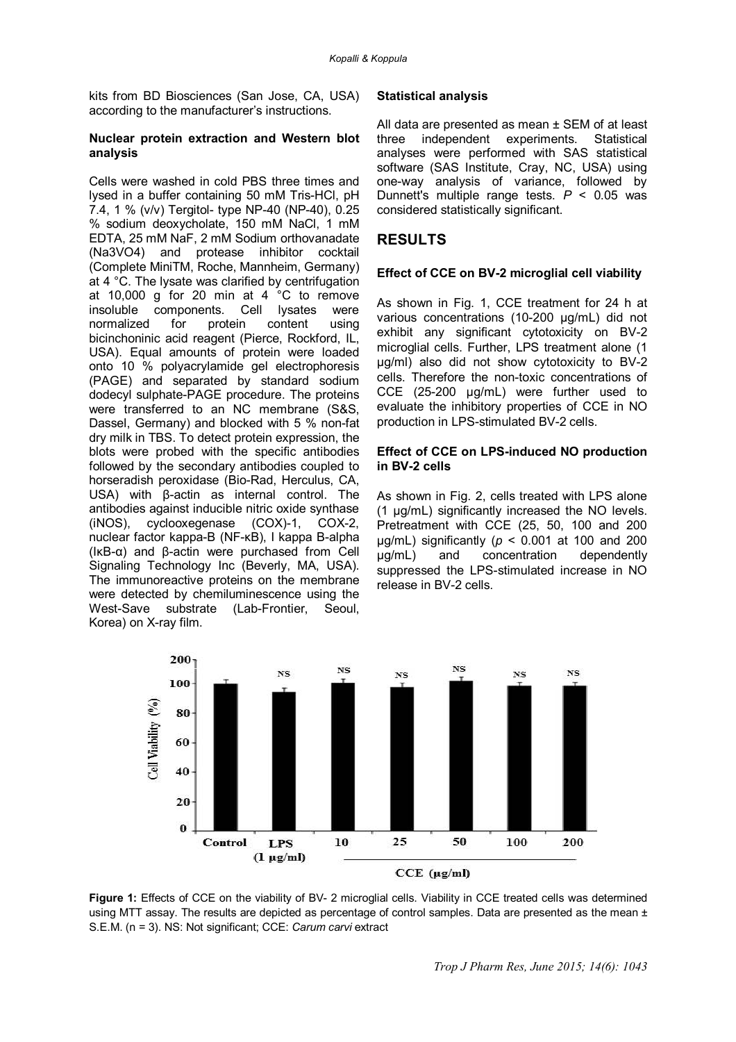kits from BD Biosciences (San Jose, CA, USA) according to the manufacturer's instructions.

### Nuclear protein extraction and Western blot analysis

Cells were washed in cold PBS three times and lysed in a buffer containing 50 mM Tris-HCl, pH 7.4, 1 % (v/v) Tergitol- type NP-40 (NP-40), 0.25 % sodium deoxycholate, 150 mM NaCl, 1 mM EDTA, 25 mM NaF, 2 mM Sodium orthovanadate ($Na_3VO_4$) and protease inhibitor cocktail (Complete MiniTM, Roche, Mannheim, Germany) at 4 °C. The lysate was clarified by centrifugation at 10,000 g for 20 min at 4 °C to remove insoluble components. Cell lysates were normalized for protein content using bicinchoninic acid reagent (Pierce, Rockford, IL, USA). Equal amounts of protein were loaded onto 10 % polyacrylamide gel electrophoresis (PAGE) and separated by standard sodium dodecyl sulphate-PAGE procedure. The proteins were transferred to an NC membrane (S&S, Dassel, Germany) and blocked with 5 % non-fat dry milk in TBS. To detect protein expression, the blots were probed with the specific antibodies followed by the secondary antibodies coupled to horseradish peroxidase (Bio-Rad, Herculus, CA, USA) with β-actin as internal control. The antibodies against inducible nitric oxide synthase (iNOS), cyclooxegenase (COX)-1, COX-2, nuclear factor kappa-B (NF-κB), I kappa B-alpha (IκB-α) and β-actin were purchased from Cell Signaling Technology Inc (Beverly, MA, USA). The immunoreactive proteins on the membrane were detected by chemiluminescence using the West-Save substrate (Lab-Frontier, Seoul, Korea) on X-ray film.

### Statistical analysis

All data are presented as mean ± SEM of at least three independent experiments. Statistical analyses were performed with SAS statistical software (SAS Institute, Cray, NC, USA) using one-way analysis of variance, followed by Dunnett's multiple range tests. $P < 0.05$ was considered statistically significant.

## RESULTS

### Effect of CCE on BV-2 microglial cell viability

As shown in Fig. 1, CCE treatment for 24 h at various concentrations (10-200 μg/mL) did not exhibit any significant cytotoxicity on BV-2 microglial cells. Further, LPS treatment alone (1 μg/ml) also did not show cytotoxicity to BV-2 cells. Therefore the non-toxic concentrations of CCE (25-200 μg/mL) were further used to evaluate the inhibitory properties of CCE in NO production in LPS-stimulated BV-2 cells.

### Effect of CCE on LPS-induced NO production in BV-2 cells

As shown in Fig. 2, cells treated with LPS alone (1 μg/mL) significantly increased the NO levels. Pretreatment with CCE (25, 50, 100 and 200 μg/mL) significantly ($p < 0.001$ at 100 and 200 μg/mL) and concentration dependently suppressed the LPS-stimulated increase in NO release in BV-2 cells.

**Figure 1:** Effects of CCE on the viability of BV- 2 microglial cells. Viability in CCE treated cells was determined using MTT assay. The results are depicted as percentage of control samples. Data are presented as the mean ± S.E.M. (n = 3). NS: Not significant; CCE: *Carum carvi* extract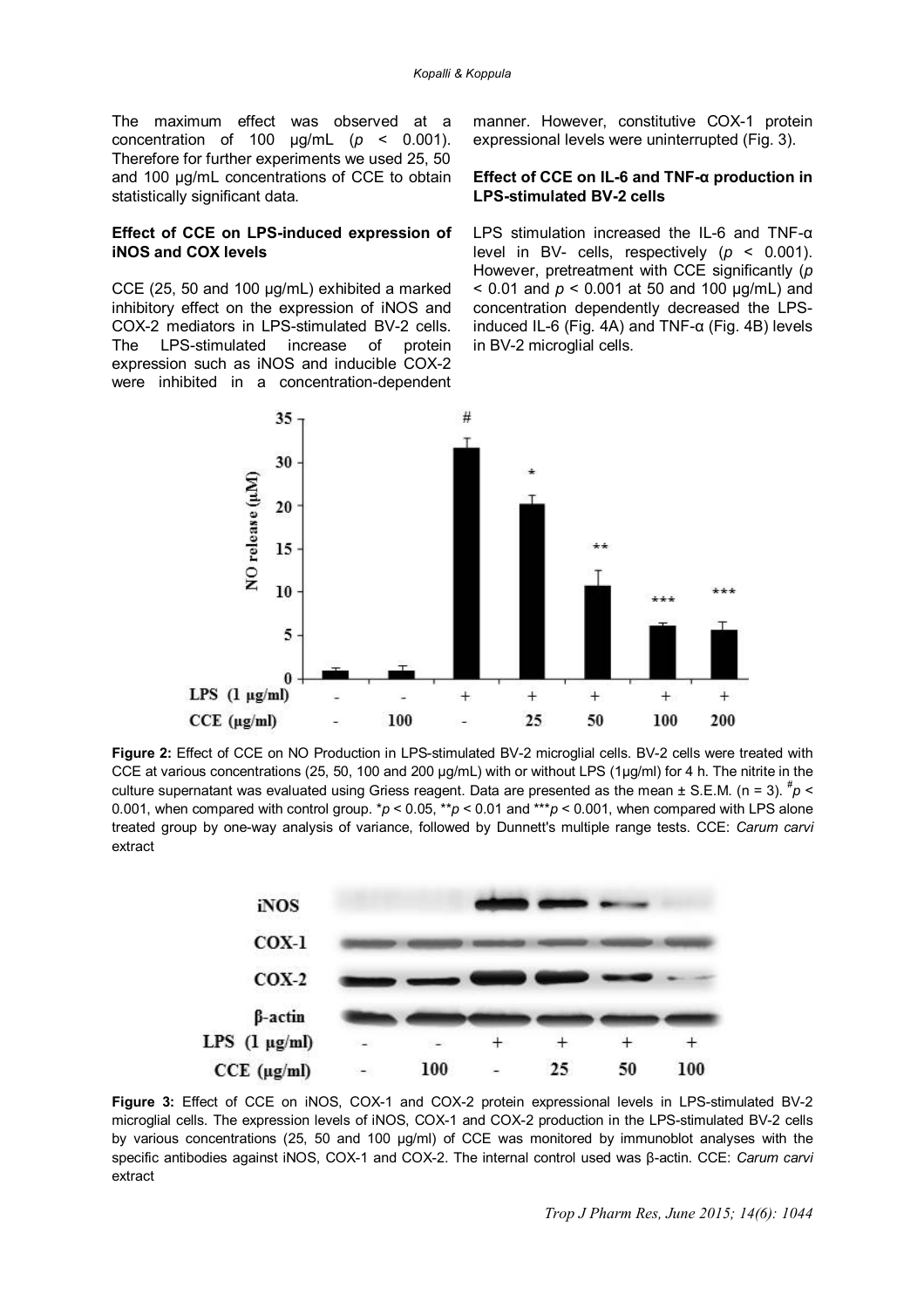The maximum effect was observed at a concentration of 100 µg/mL ($p < 0.001$). Therefore for further experiments we used 25, 50 and 100 µg/mL concentrations of CCE to obtain statistically significant data.

### Effect of CCE on LPS-induced expression of iNOS and COX levels

CCE (25, 50 and 100 µg/mL) exhibited a marked inhibitory effect on the expression of iNOS and COX-2 mediators in LPS-stimulated BV-2 cells. The LPS-stimulated increase of protein expression such as iNOS and inducible COX-2 were inhibited in a concentration-dependent manner. However, constitutive COX-1 protein expressional levels were uninterrupted (Fig. 3).

### Effect of CCE on IL-6 and TNF-α production in LPS-stimulated BV-2 cells

LPS stimulation increased the IL-6 and TNF-α level in BV- cells, respectively ($p < 0.001$). However, pretreatment with CCE significantly ($p < 0.01$ and $p < 0.001$ at 50 and 100 µg/mL) and concentration dependently decreased the LPS-induced IL-6 (Fig. 4A) and TNF-α (Fig. 4B) levels in BV-2 microglial cells.

**Figure 2:** Effect of CCE on NO Production in LPS-stimulated BV-2 microglial cells. BV-2 cells were treated with CCE at various concentrations (25, 50, 100 and 200 µg/mL) with or without LPS (1µg/ml) for 4 h. The nitrite in the culture supernatant was evaluated using Griess reagent. Data are presented as the mean ± S.E.M. (n = 3). $^{\#}p < 0.001$, when compared with control group. $^{*}p < 0.05$, $^{**}p < 0.01$ and $^{***}p < 0.001$, when compared with LPS alone treated group by one-way analysis of variance, followed by Dunnett's multiple range tests. CCE: *Carum carvi* extract

**Figure 3:** Effect of CCE on iNOS, COX-1 and COX-2 protein expressional levels in LPS-stimulated BV-2 microglial cells. The expression levels of iNOS, COX-1 and COX-2 production in the LPS-stimulated BV-2 cells by various concentrations (25, 50 and 100 µg/ml) of CCE was monitored by immunoblot analyses with the specific antibodies against iNOS, COX-1 and COX-2. The internal control used was β-actin. CCE: *Carum carvi* extract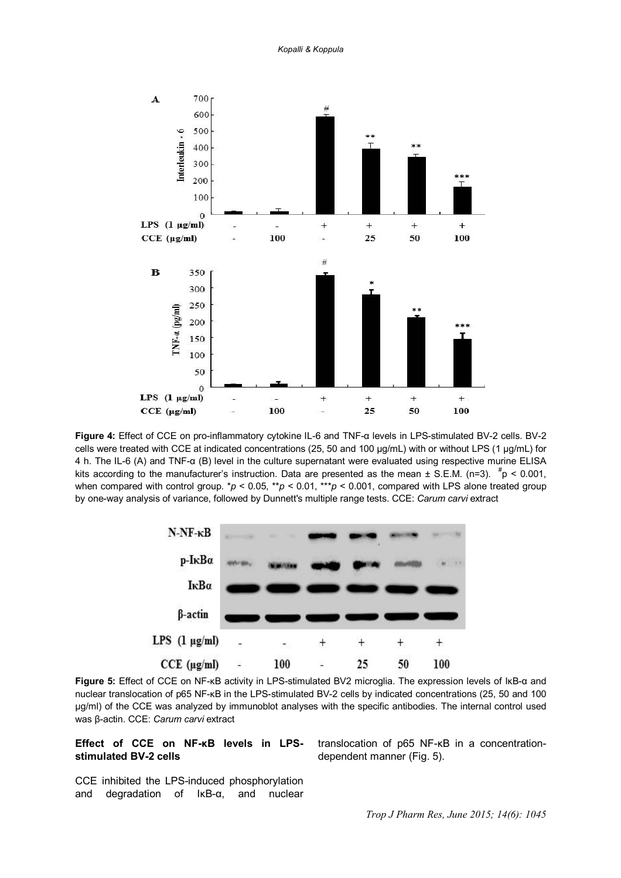**Figure 4:** Effect of CCE on pro-inflammatory cytokine IL-6 and TNF-α levels in LPS-stimulated BV-2 cells. BV-2 cells were treated with CCE at indicated concentrations (25, 50 and 100 μg/mL) with or without LPS (1 μg/mL) for 4 h. The IL-6 (A) and TNF-α (B) level in the culture supernatant were evaluated using respective murine ELISA kits according to the manufacturer's instruction. Data are presented as the mean ± S.E.M. (n=3). #$p < 0.001$, when compared with control group. *$p < 0.05$, **$p < 0.01$, ***$p < 0.001$, compared with LPS alone treated group by one-way analysis of variance, followed by Dunnett's multiple range tests. CCE: *Carum carvi* extract

**Figure 5:** Effect of CCE on NF-κB activity in LPS-stimulated BV2 microglia. The expression levels of IκB-α and nuclear translocation of p65 NF-κB in the LPS-stimulated BV-2 cells by indicated concentrations (25, 50 and 100 μg/ml) of the CCE was analyzed by immunoblot analyses with the specific antibodies. The internal control used was β-actin. CCE: *Carum carvi* extract

### Effect of CCE on NF-κB levels in LPS-stimulated BV-2 cells

CCE inhibited the LPS-induced phosphorylation and degradation of IκB-α, and nuclear translocation of p65 NF-κB in a concentration-dependent manner (Fig. 5).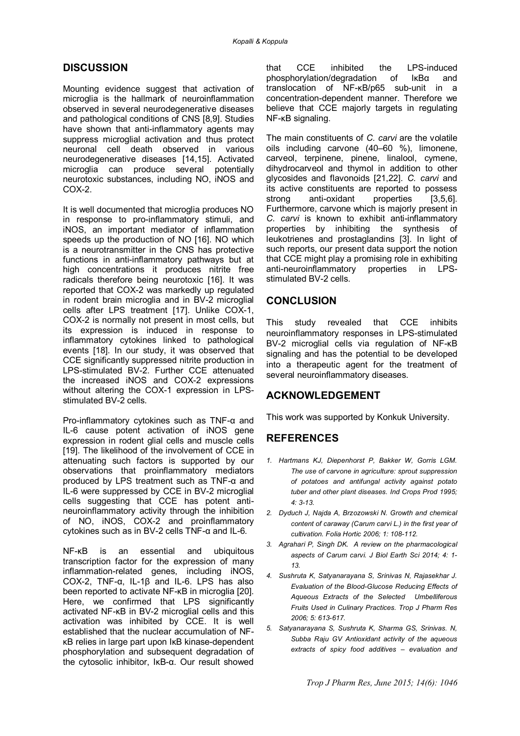## DISCUSSION

Mounting evidence suggest that activation of microglia is the hallmark of neuroinflammation observed in several neurodegenerative diseases and pathological conditions of CNS [8,9]. Studies have shown that anti-inflammatory agents may suppress microglial activation and thus protect neuronal cell death observed in various neurodegenerative diseases [14,15]. Activated microglia can produce several potentially neurotoxic substances, including NO, iNOS and COX-2.

It is well documented that microglia produces NO in response to pro-inflammatory stimuli, and iNOS, an important mediator of inflammation speeds up the production of NO [16]. NO which is a neurotransmitter in the CNS has protective functions in anti-inflammatory pathways but at high concentrations it produces nitrite free radicals therefore being neurotoxic [16]. It was reported that COX-2 was markedly up regulated in rodent brain microglia and in BV-2 microglial cells after LPS treatment [17]. Unlike COX-1, COX-2 is normally not present in most cells, but its expression is induced in response to inflammatory cytokines linked to pathological events [18]. In our study, it was observed that CCE significantly suppressed nitrite production in LPS-stimulated BV-2. Further CCE attenuated the increased iNOS and COX-2 expressions without altering the COX-1 expression in LPS-stimulated BV-2 cells.

Pro-inflammatory cytokines such as TNF-α and IL-6 cause potent activation of iNOS gene expression in rodent glial cells and muscle cells [19]. The likelihood of the involvement of CCE in attenuating such factors is supported by our observations that proinflammatory mediators produced by LPS treatment such as TNF-α and IL-6 were suppressed by CCE in BV-2 microglial cells suggesting that CCE has potent anti-neuroinflammatory activity through the inhibition of NO, iNOS, COX-2 and proinflammatory cytokines such as in BV-2 cells TNF-α and IL-6.

NF-κB is an essential and ubiquitous transcription factor for the expression of many inflammation-related genes, including iNOS, COX-2, TNF-α, IL-1β and IL-6. LPS has also been reported to activate NF-κB in microglia [20]. Here, we confirmed that LPS significantly activated NF-κB in BV-2 microglial cells and this activation was inhibited by CCE. It is well established that the nuclear accumulation of NF-κB relies in large part upon IκB kinase-dependent phosphorylation and subsequent degradation of the cytosolic inhibitor, IκB-α. Our result showed that CCE inhibited the LPS-induced phosphorylation/degradation of IκBα and translocation of NF-κB/p65 sub-unit in a concentration-dependent manner. Therefore we believe that CCE majorly targets in regulating NF-κB signaling.

The main constituents of *C. carvi* are the volatile oils including carvone (40–60 %), limonene, carveol, terpinene, pinene, linalool, cymene, dihydrocarveol and thymol in addition to other glycosides and flavonoids [21,22]. *C. carvi* and its active constituents are reported to possess strong anti-oxidant properties [3,5,6]. Furthermore, carvone which is majorly present in *C. carvi* is known to exhibit anti-inflammatory properties by inhibiting the synthesis of leukotrienes and prostaglandins [3]. In light of such reports, our present data support the notion that CCE might play a promising role in exhibiting anti-neuroinflammatory properties in LPS-stimulated BV-2 cells.

## CONCLUSION

This study revealed that CCE inhibits neuroinflammatory responses in LPS-stimulated BV-2 microglial cells via regulation of NF-κB signaling and has the potential to be developed into a therapeutic agent for the treatment of several neuroinflammatory diseases.

## ACKNOWLEDGEMENT

This work was supported by Konkuk University.

## REFERENCES

1. *Hartmans KJ, Diepenhorst P, Bakker W, Gorris LGM. The use of carvone in agriculture: sprout suppression of potatoes and antifungal activity against potato tuber and other plant diseases. Ind Crops Prod 1995; 4: 3-13.*
2. *Dyduch J, Najda A, Brzozowski N. Growth and chemical content of caraway (Carum carvi L.) in the first year of cultivation. Folia Hortic 2006; 1: 108-112.*
3. *Agrahari P, Singh DK. A review on the pharmacological aspects of Carum carvi. J Biol Earth Sci 2014; 4: 1-13.*
4. *Sushruta K, Satyanarayana S, Srinivas N, Rajasekhar J. Evaluation of the Blood-Glucose Reducing Effects of Aqueous Extracts of the Selected Umbelliferous Fruits Used in Culinary Practices. Trop J Pharm Res 2006; 5: 613-617.*
5. *Satyanarayana S, Sushruta K, Sharma GS, Srinivas. N, Subba Raju GV Antioxidant activity of the aqueous extracts of spicy food additives – evaluation and*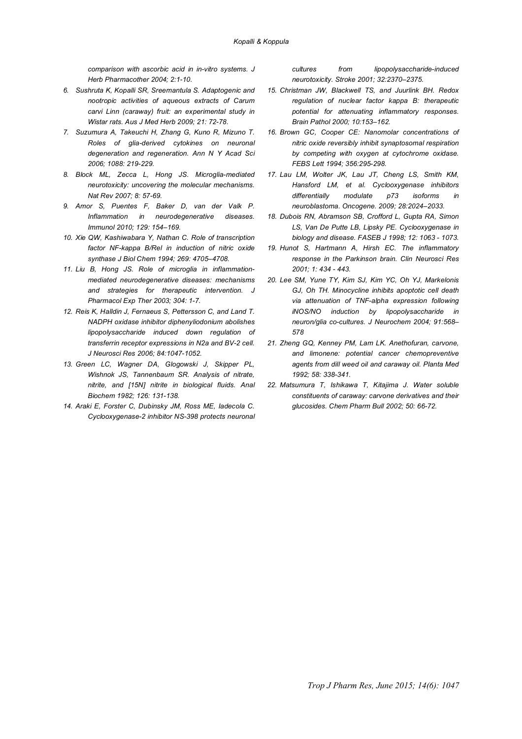comparison with ascorbic acid in in-vitro systems. J Herb Pharmacother 2004; 2:1-10.

6. Sushruta K, Kopalli SR, Sreemantula S. Adaptogenic and nootropic activities of aqueous extracts of Carum carvi Linn (caraway) fruit: an experimental study in Wistar rats. Aus J Med Herb 2009; 21: 72-78.
7. Suzumura A, Takeuchi H, Zhang G, Kuno R, Mizuno T. Roles of glia-derived cytokines on neuronal degeneration and regeneration. Ann N Y Acad Sci 2006; 1088: 219-229.
8. Block ML, Zecca L, Hong JS. Microglia-mediated neurotoxicity: uncovering the molecular mechanisms. Nat Rev 2007; 8: 57-69.
9. Amor S, Puentes F, Baker D, van der Valk P. Inflammation in neurodegenerative diseases. Immunol 2010; 129: 154–169.
10. Xie QW, Kashiwabara Y, Nathan C. Role of transcription factor NF-kappa B/Rel in induction of nitric oxide synthase J Biol Chem 1994; 269: 4705–4708.
11. Liu B, Hong JS. Role of microglia in inflammation-mediated neurodegenerative diseases: mechanisms and strategies for therapeutic intervention. J Pharmacol Exp Ther 2003; 304: 1-7.
12. Reis K, Halldin J, Fernaeus S, Pettersson C, and Land T. NADPH oxidase inhibitor diphenyliodonium abolishes lipopolysaccharide induced down regulation of transferrin receptor expressions in N2a and BV-2 cell. J Neurosci Res 2006; 84:1047-1052.
13. Green LC, Wagner DA, Glogowski J, Skipper PL, Wishnok JS, Tannenbaum SR. Analysis of nitrate, nitrite, and [15N] nitrite in biological fluids. Anal Biochem 1982; 126: 131-138.
14. Araki E, Forster C, Dubinsky JM, Ross ME, Iadecola C. Cyclooxygenase-2 inhibitor NS-398 protects neuronal cultures from lipopolysaccharide-induced neurotoxicity. Stroke 2001; 32:2370–2375.
15. Christman JW, Blackwell TS, and Juurlink BH. Redox regulation of nuclear factor kappa B: therapeutic potential for attenuating inflammatory responses. Brain Pathol 2000; 10:153–162.
16. Brown GC, Cooper CE: Nanomolar concentrations of nitric oxide reversibly inhibit synaptosomal respiration by competing with oxygen at cytochrome oxidase. FEBS Lett 1994; 356:295-298.
17. Lau LM, Wolter JK, Lau JT, Cheng LS, Smith KM, Hansford LM, et al. Cyclooxygenase inhibitors differentially modulate p73 isoforms in neuroblastoma. Oncogene. 2009; 28:2024–2033.
18. Dubois RN, Abramson SB, Crofford L, Gupta RA, Simon LS, Van De Putte LB, Lipsky PE. Cyclooxygenase in biology and disease. FASEB J 1998; 12: 1063 - 1073.
19. Hunot S, Hartmann A, Hirsh EC. The inflammatory response in the Parkinson brain. Clin Neurosci Res 2001; 1: 434 - 443.
20. Lee SM, Yune TY, Kim SJ, Kim YC, Oh YJ, Markelonis GJ, Oh TH. Minocycline inhibits apoptotic cell death via attenuation of TNF-alpha expression following iNOS/NO induction by lipopolysaccharide in neuron/glia co-cultures. J Neurochem 2004; 91:568–578
21. Zheng GQ, Kenney PM, Lam LK. Anethofuran, carvone, and limonene: potential cancer chemopreventive agents from dill weed oil and caraway oil. Planta Med 1992; 58: 338-341.
22. Matsumura T, Ishikawa T, Kitajima J. Water soluble constituents of caraway: carvone derivatives and their glucosides. Chem Pharm Bull 2002; 50: 66-72.